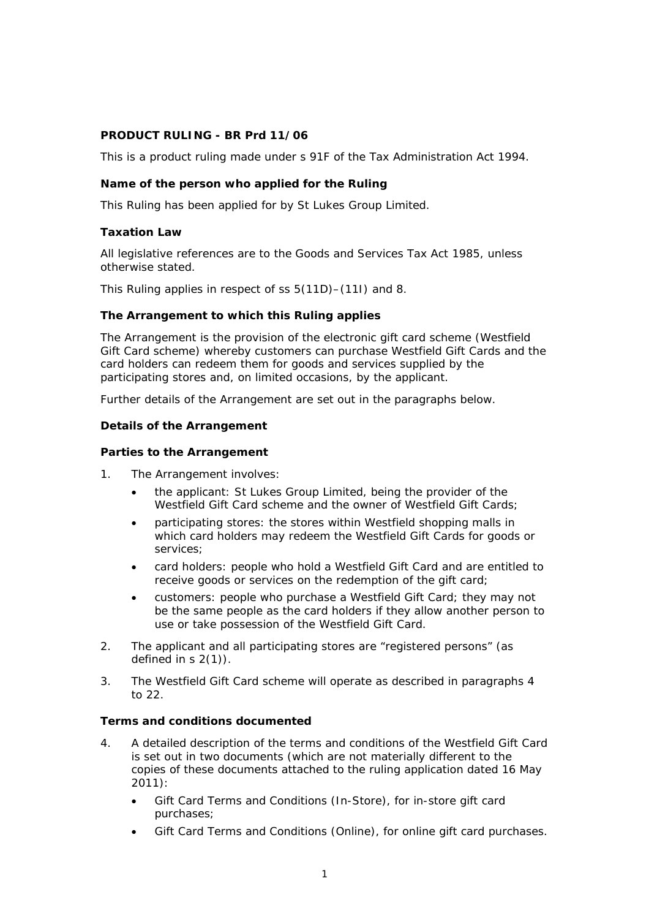**PRODUCT RULING - BR Prd 11/06**

This is a product ruling made under s 91F of the Tax Administration Act 1994.

**Name of the person who applied for the Ruling**

This Ruling has been applied for by St Lukes Group Limited.

**Taxation Law**

All legislative references are to the Goods and Services Tax Act 1985, unless otherwise stated.

This Ruling applies in respect of ss 5(11D)–(11I) and 8.

**The Arrangement to which this Ruling applies**

The Arrangement is the provision of the electronic gift card scheme (Westfield Gift Card scheme) whereby customers can purchase Westfield Gift Cards and the card holders can redeem them for goods and services supplied by the participating stores and, on limited occasions, by the applicant.

Further details of the Arrangement are set out in the paragraphs below.

**Details of the Arrangement**

**Parties to the Arrangement**

1. The Arrangement involves:
   - the applicant: St Lukes Group Limited, being the provider of the Westfield Gift Card scheme and the owner of Westfield Gift Cards;
   - participating stores: the stores within Westfield shopping malls in which card holders may redeem the Westfield Gift Cards for goods or services;
   - card holders: people who hold a Westfield Gift Card and are entitled to receive goods or services on the redemption of the gift card;
   - customers: people who purchase a Westfield Gift Card; they may not be the same people as the card holders if they allow another person to use or take possession of the Westfield Gift Card.

2. The applicant and all participating stores are "registered persons" (as defined in s 2(1)).

3. The Westfield Gift Card scheme will operate as described in paragraphs 4 to 22.

**Terms and conditions documented**

4. A detailed description of the terms and conditions of the Westfield Gift Card is set out in two documents (which are not materially different to the copies of these documents attached to the ruling application dated 16 May 2011):
   - Gift Card Terms and Conditions (In-Store), for in-store gift card purchases;
   - Gift Card Terms and Conditions (Online), for online gift card purchases.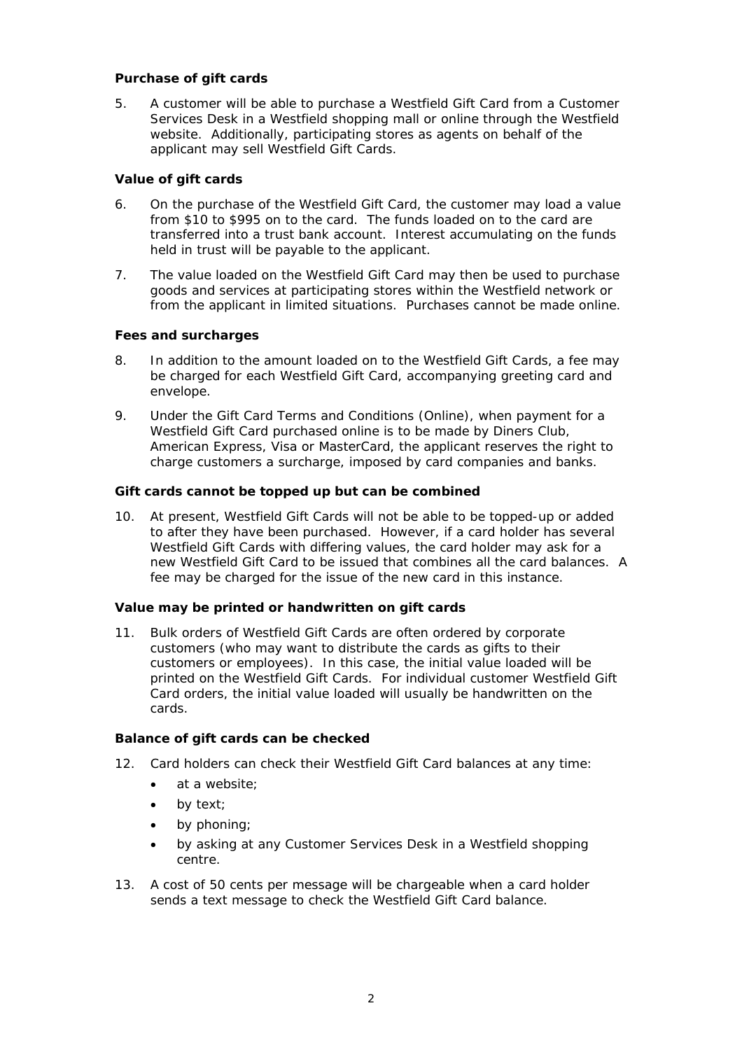**Purchase of gift cards**

5. A customer will be able to purchase a Westfield Gift Card from a Customer Services Desk in a Westfield shopping mall or online through the Westfield website. Additionally, participating stores as agents on behalf of the applicant may sell Westfield Gift Cards.

**Value of gift cards**

6. On the purchase of the Westfield Gift Card, the customer may load a value from $10 to $995 on to the card. The funds loaded on to the card are transferred into a trust bank account. Interest accumulating on the funds held in trust will be payable to the applicant.

7. The value loaded on the Westfield Gift Card may then be used to purchase goods and services at participating stores within the Westfield network or from the applicant in limited situations. Purchases cannot be made online.

**Fees and surcharges**

8. In addition to the amount loaded on to the Westfield Gift Cards, a fee may be charged for each Westfield Gift Card, accompanying greeting card and envelope.

9. Under the Gift Card Terms and Conditions (Online), when payment for a Westfield Gift Card purchased online is to be made by Diners Club, American Express, Visa or MasterCard, the applicant reserves the right to charge customers a surcharge, imposed by card companies and banks.

**Gift cards cannot be topped up but can be combined**

10. At present, Westfield Gift Cards will not be able to be topped-up or added to after they have been purchased. However, if a card holder has several Westfield Gift Cards with differing values, the card holder may ask for a new Westfield Gift Card to be issued that combines all the card balances. A fee may be charged for the issue of the new card in this instance.

**Value may be printed or handwritten on gift cards**

11. Bulk orders of Westfield Gift Cards are often ordered by corporate customers (who may want to distribute the cards as gifts to their customers or employees). In this case, the initial value loaded will be printed on the Westfield Gift Cards. For individual customer Westfield Gift Card orders, the initial value loaded will usually be handwritten on the cards.

**Balance of gift cards can be checked**

12. Card holders can check their Westfield Gift Card balances at any time:
    - at a website;
    - by text;
    - by phoning;
    - by asking at any Customer Services Desk in a Westfield shopping centre.

13. A cost of 50 cents per message will be chargeable when a card holder sends a text message to check the Westfield Gift Card balance.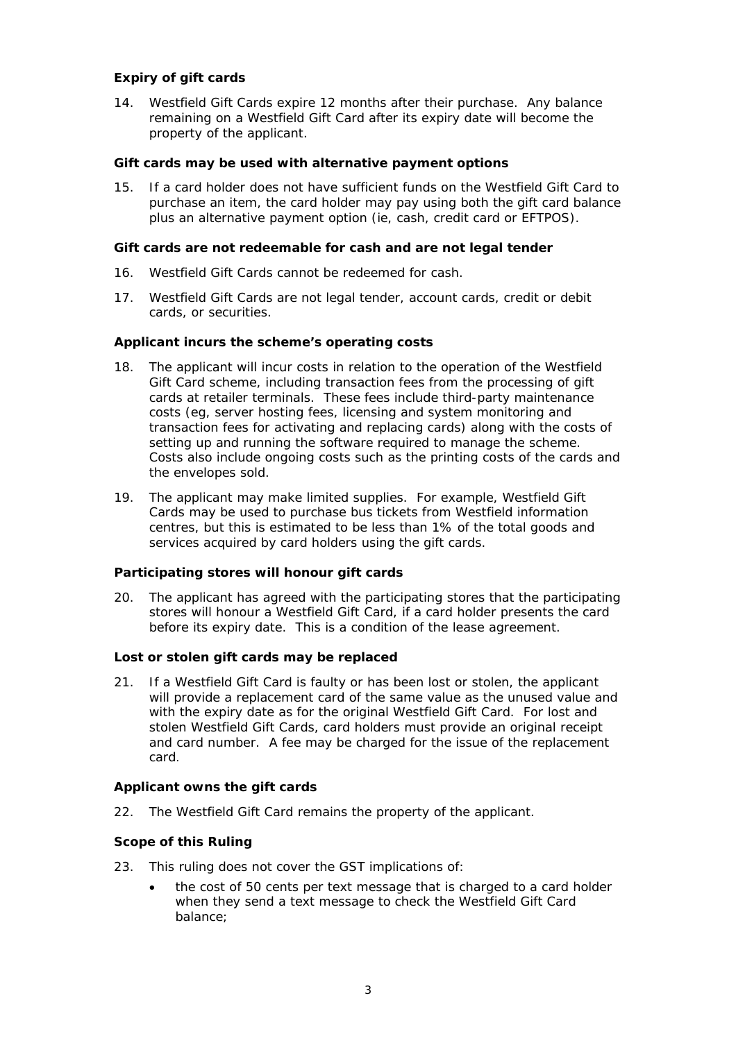### Expiry of gift cards

14. Westfield Gift Cards expire 12 months after their purchase. Any balance remaining on a Westfield Gift Card after its expiry date will become the property of the applicant.

### Gift cards may be used with alternative payment options

15. If a card holder does not have sufficient funds on the Westfield Gift Card to purchase an item, the card holder may pay using both the gift card balance plus an alternative payment option (ie, cash, credit card or EFTPOS).

### Gift cards are not redeemable for cash and are not legal tender

16. Westfield Gift Cards cannot be redeemed for cash.

17. Westfield Gift Cards are not legal tender, account cards, credit or debit cards, or securities.

### Applicant incurs the scheme's operating costs

18. The applicant will incur costs in relation to the operation of the Westfield Gift Card scheme, including transaction fees from the processing of gift cards at retailer terminals. These fees include third-party maintenance costs (eg, server hosting fees, licensing and system monitoring and transaction fees for activating and replacing cards) along with the costs of setting up and running the software required to manage the scheme. Costs also include ongoing costs such as the printing costs of the cards and the envelopes sold.

19. The applicant may make limited supplies. For example, Westfield Gift Cards may be used to purchase bus tickets from Westfield information centres, but this is estimated to be less than 1% of the total goods and services acquired by card holders using the gift cards.

### Participating stores will honour gift cards

20. The applicant has agreed with the participating stores that the participating stores will honour a Westfield Gift Card, if a card holder presents the card before its expiry date. This is a condition of the lease agreement.

### Lost or stolen gift cards may be replaced

21. If a Westfield Gift Card is faulty or has been lost or stolen, the applicant will provide a replacement card of the same value as the unused value and with the expiry date as for the original Westfield Gift Card. For lost and stolen Westfield Gift Cards, card holders must provide an original receipt and card number. A fee may be charged for the issue of the replacement card.

### Applicant owns the gift cards

22. The Westfield Gift Card remains the property of the applicant.

### Scope of this Ruling

23. This ruling does not cover the GST implications of:

    - the cost of 50 cents per text message that is charged to a card holder when they send a text message to check the Westfield Gift Card balance;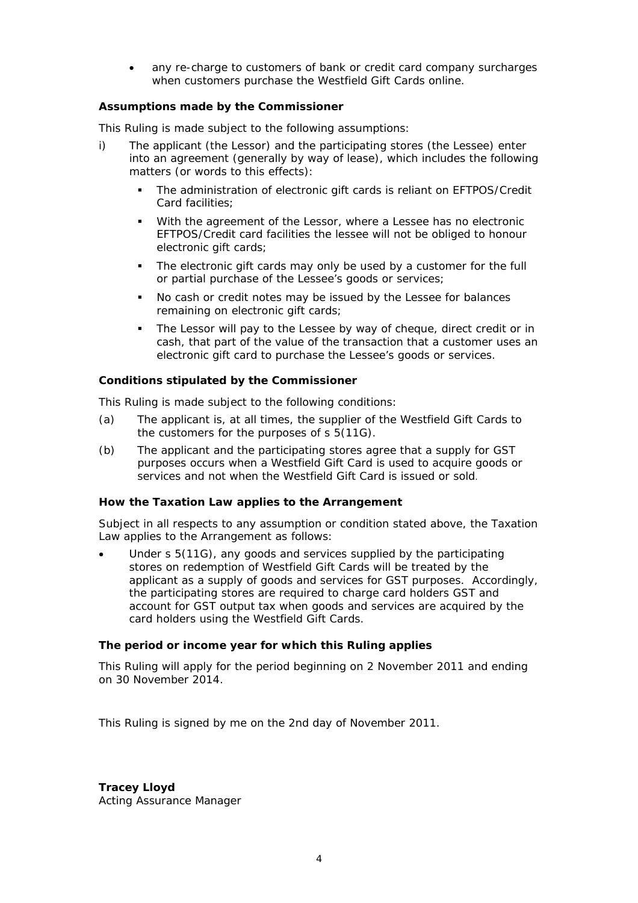- any re-charge to customers of bank or credit card company surcharges when customers purchase the Westfield Gift Cards online.

**Assumptions made by the Commissioner**

This Ruling is made subject to the following assumptions:

i) The applicant (the Lessor) and the participating stores (the Lessee) enter into an agreement (generally by way of lease), which includes the following matters (or words to this effects):

  - The administration of electronic gift cards is reliant on EFTPOS/Credit Card facilities;
  - With the agreement of the Lessor, where a Lessee has no electronic EFTPOS/Credit card facilities the lessee will not be obliged to honour electronic gift cards;
  - The electronic gift cards may only be used by a customer for the full or partial purchase of the Lessee's goods or services;
  - No cash or credit notes may be issued by the Lessee for balances remaining on electronic gift cards;
  - The Lessor will pay to the Lessee by way of cheque, direct credit or in cash, that part of the value of the transaction that a customer uses an electronic gift card to purchase the Lessee's goods or services.

**Conditions stipulated by the Commissioner**

This Ruling is made subject to the following conditions:

(a) The applicant is, at all times, the supplier of the Westfield Gift Cards to the customers for the purposes of s 5(11G).

(b) The applicant and the participating stores agree that a supply for GST purposes occurs when a Westfield Gift Card is used to acquire goods or services and not when the Westfield Gift Card is issued or sold.

**How the Taxation Law applies to the Arrangement**

Subject in all respects to any assumption or condition stated above, the Taxation Law applies to the Arrangement as follows:

- Under s 5(11G), any goods and services supplied by the participating stores on redemption of Westfield Gift Cards will be treated by the applicant as a supply of goods and services for GST purposes. Accordingly, the participating stores are required to charge card holders GST and account for GST output tax when goods and services are acquired by the card holders using the Westfield Gift Cards.

**The period or income year for which this Ruling applies**

This Ruling will apply for the period beginning on 2 November 2011 and ending on 30 November 2014.

This Ruling is signed by me on the 2nd day of November 2011.

**Tracey Lloyd**
Acting Assurance Manager